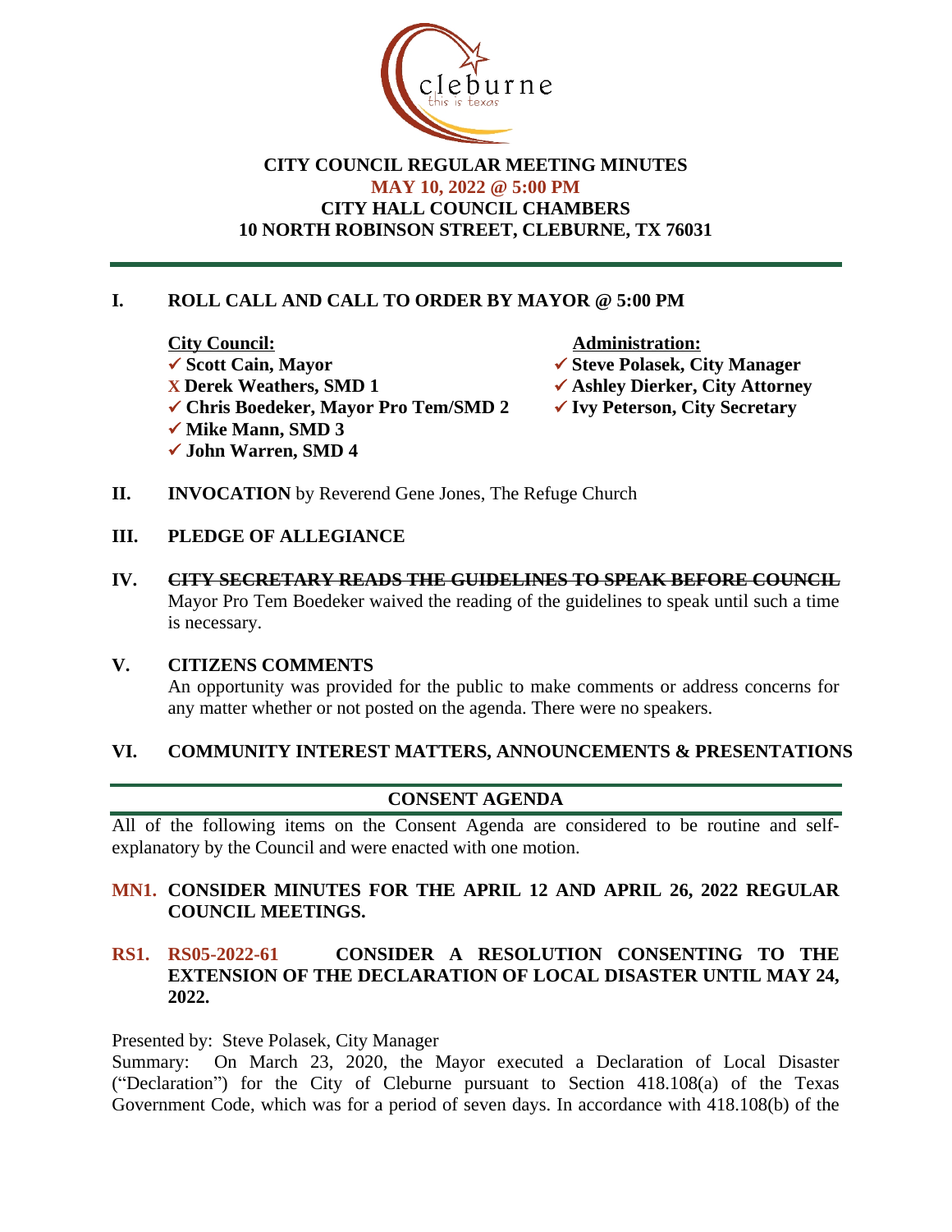cleburne
this is texas

# CITY COUNCIL REGULAR MEETING MINUTES
## MAY 10, 2022 @ 5:00 PM
## CITY HALL COUNCIL CHAMBERS
## 10 NORTH ROBINSON STREET, CLEBURNE, TX 76031

---

**I. ROLL CALL AND CALL TO ORDER BY MAYOR @ 5:00 PM**

**City Council:**
- ✓ **Scott Cain, Mayor**
- X **Derek Weathers, SMD 1**
- ✓ **Chris Boedeker, Mayor Pro Tem/SMD 2**
- ✓ **Mike Mann, SMD 3**
- ✓ **John Warren, SMD 4**

**Administration:**
- ✓ **Steve Polasek, City Manager**
- ✓ **Ashley Dierker, City Attorney**
- ✓ **Ivy Peterson, City Secretary**

**II. INVOCATION** by Reverend Gene Jones, The Refuge Church

**III. PLEDGE OF ALLEGIANCE**

**IV. ~~CITY SECRETARY READS THE GUIDELINES TO SPEAK BEFORE COUNCIL~~**
Mayor Pro Tem Boedeker waived the reading of the guidelines to speak until such a time is necessary.

**V. CITIZENS COMMENTS**
An opportunity was provided for the public to make comments or address concerns for any matter whether or not posted on the agenda. There were no speakers.

**VI. COMMUNITY INTEREST MATTERS, ANNOUNCEMENTS & PRESENTATIONS**

---

**CONSENT AGENDA**

---

All of the following items on the Consent Agenda are considered to be routine and self-explanatory by the Council and were enacted with one motion.

**MN1. CONSIDER MINUTES FOR THE APRIL 12 AND APRIL 26, 2022 REGULAR COUNCIL MEETINGS.**

**RS1. RS05-2022-61 CONSIDER A RESOLUTION CONSENTING TO THE EXTENSION OF THE DECLARATION OF LOCAL DISASTER UNTIL MAY 24, 2022.**

Presented by: Steve Polasek, City Manager
Summary: On March 23, 2020, the Mayor executed a Declaration of Local Disaster ("Declaration") for the City of Cleburne pursuant to Section 418.108(a) of the Texas Government Code, which was for a period of seven days. In accordance with 418.108(b) of the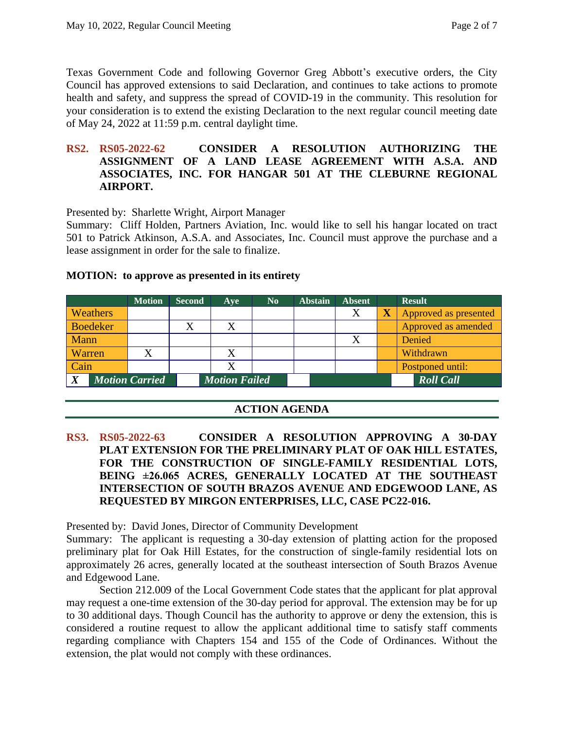Texas Government Code and following Governor Greg Abbott's executive orders, the City Council has approved extensions to said Declaration, and continues to take actions to promote health and safety, and suppress the spread of COVID-19 in the community. This resolution for your consideration is to extend the existing Declaration to the next regular council meeting date of May 24, 2022 at 11:59 p.m. central daylight time.

**RS2. RS05-2022-62 CONSIDER A RESOLUTION AUTHORIZING THE ASSIGNMENT OF A LAND LEASE AGREEMENT WITH A.S.A. AND ASSOCIATES, INC. FOR HANGAR 501 AT THE CLEBURNE REGIONAL AIRPORT.**

Presented by: Sharlette Wright, Airport Manager
Summary: Cliff Holden, Partners Aviation, Inc. would like to sell his hangar located on tract 501 to Patrick Atkinson, A.S.A. and Associates, Inc. Council must approve the purchase and a lease assignment in order for the sale to finalize.

**MOTION: to approve as presented in its entirety**

| | Motion | Second | Aye | No | Abstain | Absent | | Result |
|---|---|---|---|---|---|---|---|---|
| Weathers | | | | | | X | X | Approved as presented |
| Boedeker | | X | X | | | | | Approved as amended |
| Mann | | | | | | X | | Denied |
| Warren | X | | X | | | | | Withdrawn |
| Cain | | | X | | | | | Postponed until: |
| X | Motion Carried | | Motion Failed | | | | | Roll Call |

## ACTION AGENDA

**RS3. RS05-2022-63 CONSIDER A RESOLUTION APPROVING A 30-DAY PLAT EXTENSION FOR THE PRELIMINARY PLAT OF OAK HILL ESTATES, FOR THE CONSTRUCTION OF SINGLE-FAMILY RESIDENTIAL LOTS, BEING ±26.065 ACRES, GENERALLY LOCATED AT THE SOUTHEAST INTERSECTION OF SOUTH BRAZOS AVENUE AND EDGEWOOD LANE, AS REQUESTED BY MIRGON ENTERPRISES, LLC, CASE PC22-016.**

Presented by: David Jones, Director of Community Development
Summary: The applicant is requesting a 30-day extension of platting action for the proposed preliminary plat for Oak Hill Estates, for the construction of single-family residential lots on approximately 26 acres, generally located at the southeast intersection of South Brazos Avenue and Edgewood Lane.

Section 212.009 of the Local Government Code states that the applicant for plat approval may request a one-time extension of the 30-day period for approval. The extension may be for up to 30 additional days. Though Council has the authority to approve or deny the extension, this is considered a routine request to allow the applicant additional time to satisfy staff comments regarding compliance with Chapters 154 and 155 of the Code of Ordinances. Without the extension, the plat would not comply with these ordinances.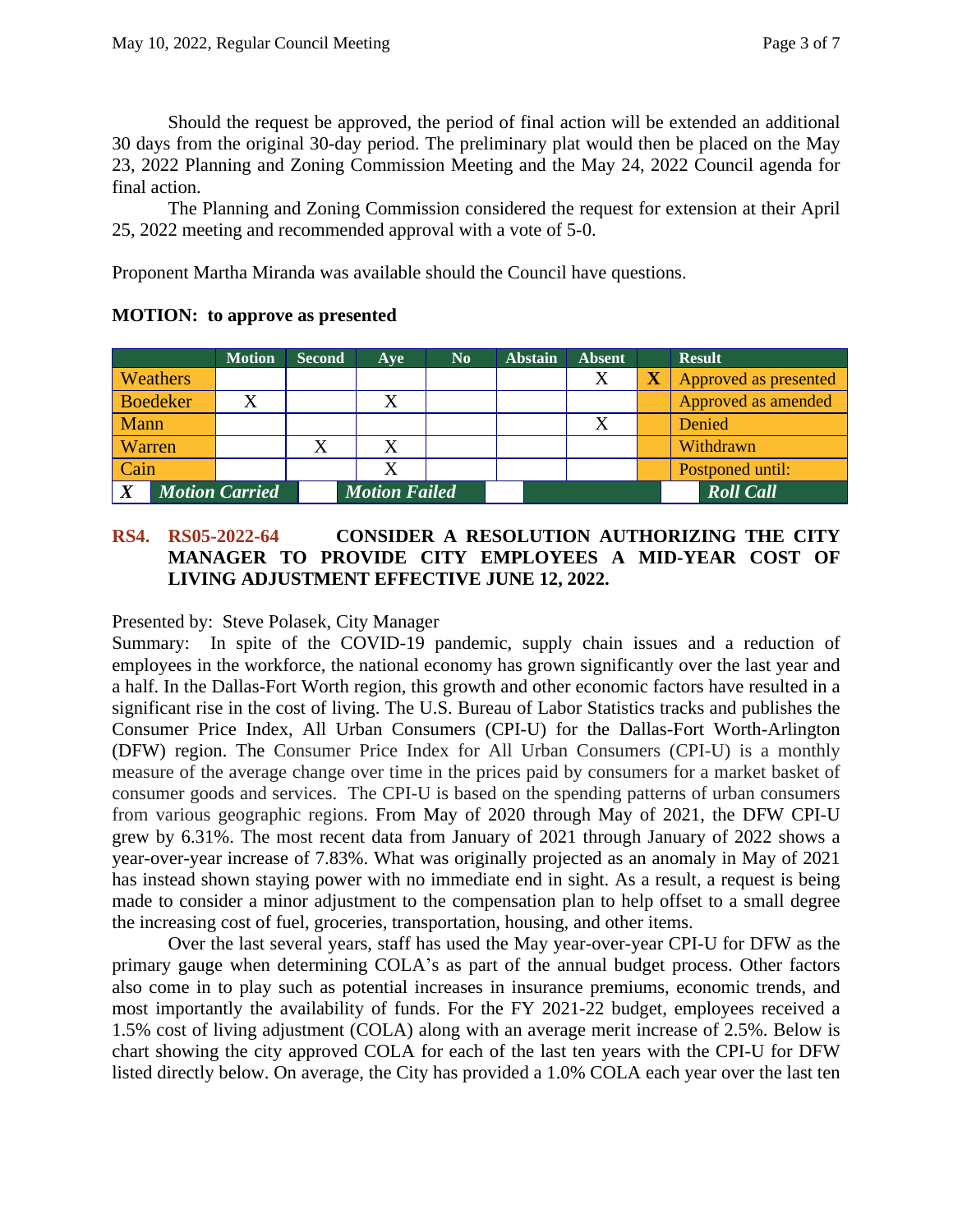Should the request be approved, the period of final action will be extended an additional 30 days from the original 30-day period. The preliminary plat would then be placed on the May 23, 2022 Planning and Zoning Commission Meeting and the May 24, 2022 Council agenda for final action.

The Planning and Zoning Commission considered the request for extension at their April 25, 2022 meeting and recommended approval with a vote of 5-0.

Proponent Martha Miranda was available should the Council have questions.

**MOTION: to approve as presented**

| | Motion | Second | Aye | No | Abstain | Absent | | Result |
|---|---|---|---|---|---|---|---|---|
| Weathers | | | | | | X | **X** | Approved as presented |
| Boedeker | X | | X | | | | | Approved as amended |
| Mann | | | | | | X | | Denied |
| Warren | | X | X | | | | | Withdrawn |
| Cain | | | X | | | | | Postponed until: |
| ***X*** ***Motion Carried*** | | ***Motion Failed*** | | | | | | ***Roll Call*** |

**RS4. RS05-2022-64 CONSIDER A RESOLUTION AUTHORIZING THE CITY MANAGER TO PROVIDE CITY EMPLOYEES A MID-YEAR COST OF LIVING ADJUSTMENT EFFECTIVE JUNE 12, 2022.**

Presented by: Steve Polasek, City Manager

Summary: In spite of the COVID-19 pandemic, supply chain issues and a reduction of employees in the workforce, the national economy has grown significantly over the last year and a half. In the Dallas-Fort Worth region, this growth and other economic factors have resulted in a significant rise in the cost of living. The U.S. Bureau of Labor Statistics tracks and publishes the Consumer Price Index, All Urban Consumers (CPI-U) for the Dallas-Fort Worth-Arlington (DFW) region. The Consumer Price Index for All Urban Consumers (CPI-U) is a monthly measure of the average change over time in the prices paid by consumers for a market basket of consumer goods and services. The CPI-U is based on the spending patterns of urban consumers from various geographic regions. From May of 2020 through May of 2021, the DFW CPI-U grew by 6.31%. The most recent data from January of 2021 through January of 2022 shows a year-over-year increase of 7.83%. What was originally projected as an anomaly in May of 2021 has instead shown staying power with no immediate end in sight. As a result, a request is being made to consider a minor adjustment to the compensation plan to help offset to a small degree the increasing cost of fuel, groceries, transportation, housing, and other items.

Over the last several years, staff has used the May year-over-year CPI-U for DFW as the primary gauge when determining COLA's as part of the annual budget process. Other factors also come in to play such as potential increases in insurance premiums, economic trends, and most importantly the availability of funds. For the FY 2021-22 budget, employees received a 1.5% cost of living adjustment (COLA) along with an average merit increase of 2.5%. Below is chart showing the city approved COLA for each of the last ten years with the CPI-U for DFW listed directly below. On average, the City has provided a 1.0% COLA each year over the last ten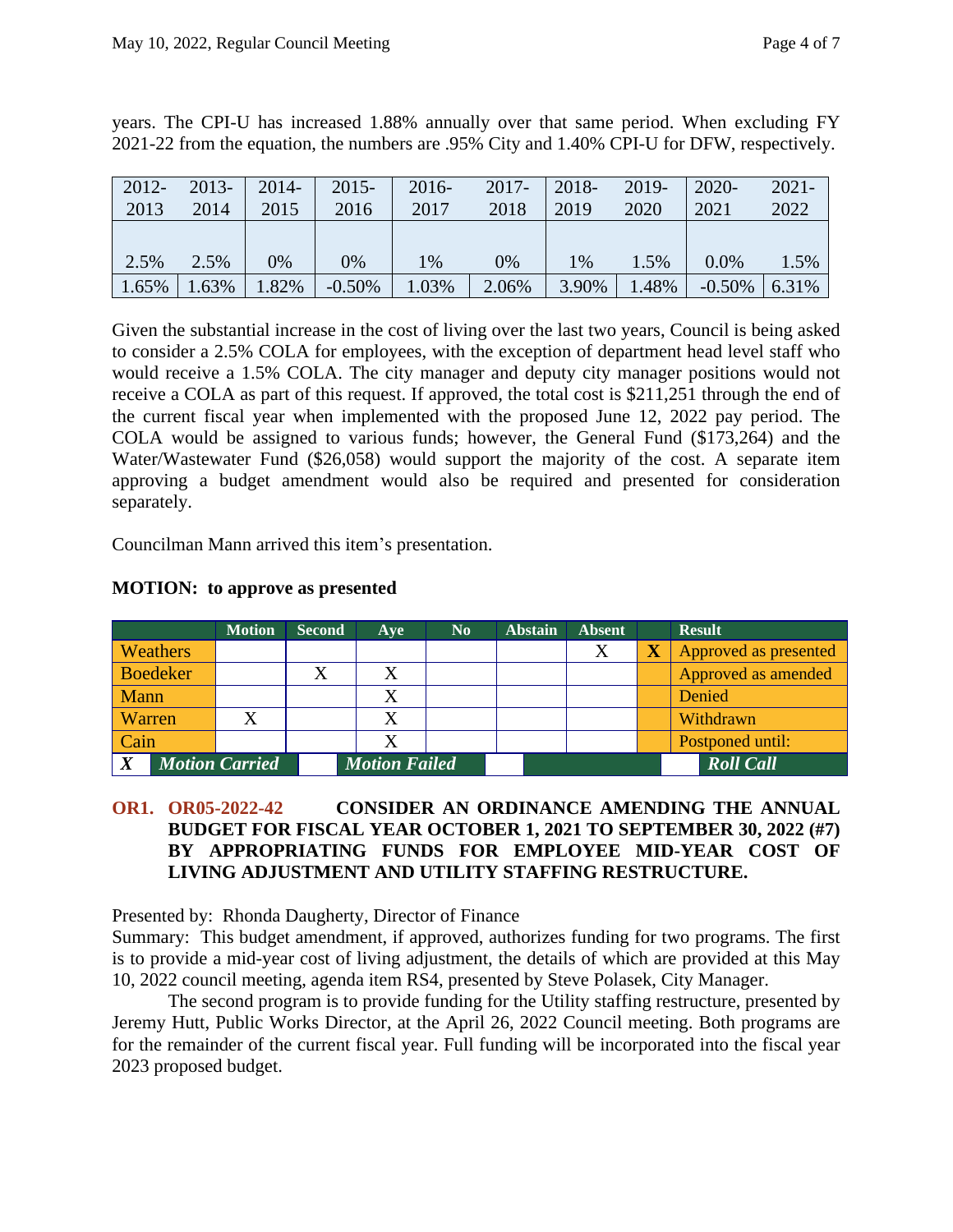years. The CPI-U has increased 1.88% annually over that same period. When excluding FY 2021-22 from the equation, the numbers are .95% City and 1.40% CPI-U for DFW, respectively.

| 2012-2013 | 2013-2014 | 2014-2015 | 2015-2016 | 2016-2017 | 2017-2018 | 2018-2019 | 2019-2020 | 2020-2021 | 2021-2022 |
|---|---|---|---|---|---|---|---|---|---|
| 2.5% | 2.5% | 0% | 0% | 1% | 0% | 1% | 1.5% | 0.0% | 1.5% |
| 1.65% | 1.63% | 1.82% | -0.50% | 1.03% | 2.06% | 3.90% | 1.48% | -0.50% | 6.31% |

Given the substantial increase in the cost of living over the last two years, Council is being asked to consider a 2.5% COLA for employees, with the exception of department head level staff who would receive a 1.5% COLA. The city manager and deputy city manager positions would not receive a COLA as part of this request. If approved, the total cost is $211,251 through the end of the current fiscal year when implemented with the proposed June 12, 2022 pay period. The COLA would be assigned to various funds; however, the General Fund ($173,264) and the Water/Wastewater Fund ($26,058) would support the majority of the cost. A separate item approving a budget amendment would also be required and presented for consideration separately.

Councilman Mann arrived this item's presentation.

**MOTION: to approve as presented**

| | Motion | Second | Aye | No | Abstain | Absent | | Result |
|---|---|---|---|---|---|---|---|---|
| Weathers | | | | | | X | X | Approved as presented |
| Boedeker | | X | X | | | | | Approved as amended |
| Mann | | | X | | | | | Denied |
| Warren | X | | X | | | | | Withdrawn |
| Cain | | | X | | | | | Postponed until: |
| X | Motion Carried | | Motion Failed | | | | | Roll Call |

**OR1. OR05-2022-42 CONSIDER AN ORDINANCE AMENDING THE ANNUAL BUDGET FOR FISCAL YEAR OCTOBER 1, 2021 TO SEPTEMBER 30, 2022 (#7) BY APPROPRIATING FUNDS FOR EMPLOYEE MID-YEAR COST OF LIVING ADJUSTMENT AND UTILITY STAFFING RESTRUCTURE.**

Presented by: Rhonda Daugherty, Director of Finance
Summary: This budget amendment, if approved, authorizes funding for two programs. The first is to provide a mid-year cost of living adjustment, the details of which are provided at this May 10, 2022 council meeting, agenda item RS4, presented by Steve Polasek, City Manager.

The second program is to provide funding for the Utility staffing restructure, presented by Jeremy Hutt, Public Works Director, at the April 26, 2022 Council meeting. Both programs are for the remainder of the current fiscal year. Full funding will be incorporated into the fiscal year 2023 proposed budget.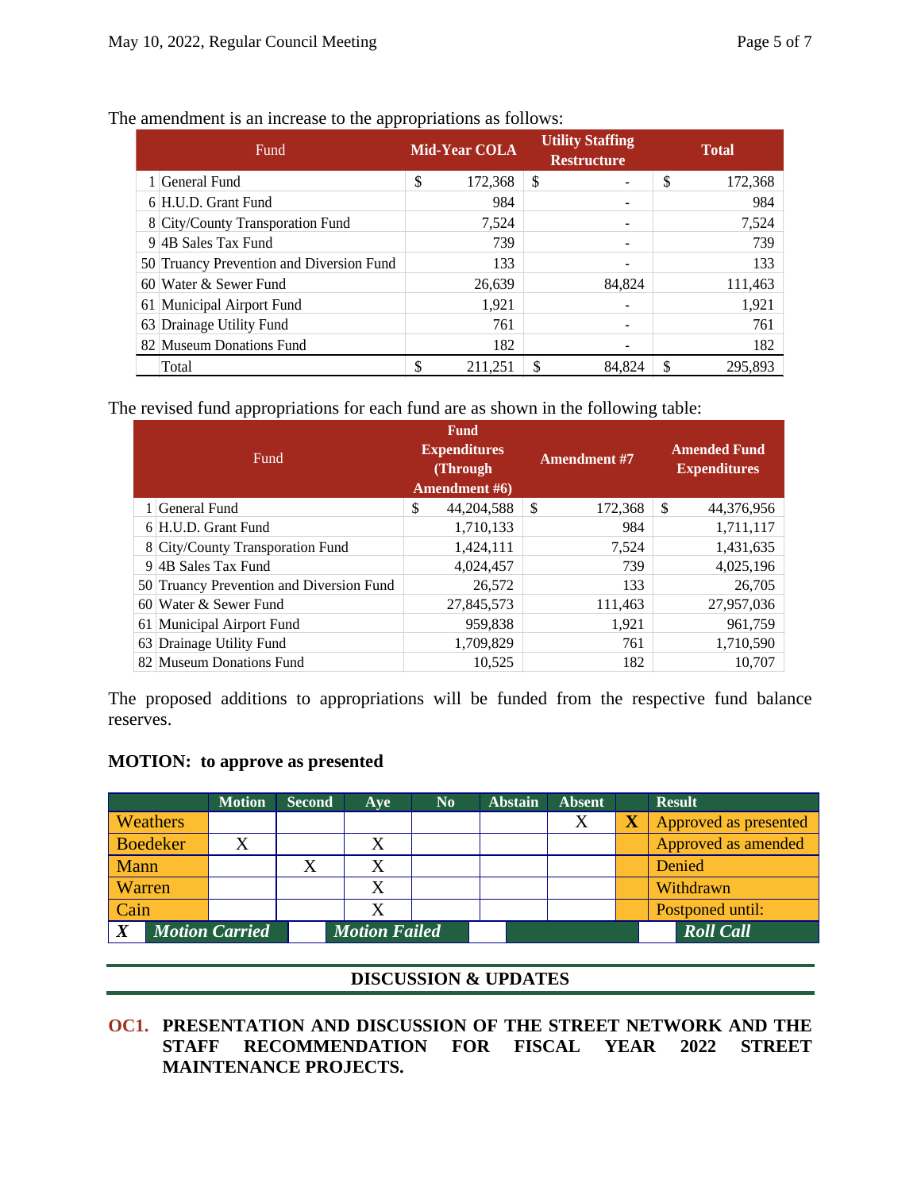The amendment is an increase to the appropriations as follows:

| | Fund | Mid-Year COLA | Utility Staffing Restructure | Total |
|---|---|---|---|---|
| 1 | General Fund | $ 172,368 | $ - | $ 172,368 |
| 6 | H.U.D. Grant Fund | 984 | - | 984 |
| 8 | City/County Transporation Fund | 7,524 | - | 7,524 |
| 9 | 4B Sales Tax Fund | 739 | - | 739 |
| 50 | Truancy Prevention and Diversion Fund | 133 | - | 133 |
| 60 | Water & Sewer Fund | 26,639 | 84,824 | 111,463 |
| 61 | Municipal Airport Fund | 1,921 | - | 1,921 |
| 63 | Drainage Utility Fund | 761 | - | 761 |
| 82 | Museum Donations Fund | 182 | - | 182 |
| | Total | $ 211,251 | $ 84,824 | $ 295,893 |

The revised fund appropriations for each fund are as shown in the following table:

| | Fund | Fund Expenditures (Through Amendment #6) | Amendment #7 | Amended Fund Expenditures |
|---|---|---|---|---|
| 1 | General Fund | $ 44,204,588 | $ 172,368 | $ 44,376,956 |
| 6 | H.U.D. Grant Fund | 1,710,133 | 984 | 1,711,117 |
| 8 | City/County Transportation Fund | 1,424,111 | 7,524 | 1,431,635 |
| 9 | 4B Sales Tax Fund | 4,024,457 | 739 | 4,025,196 |
| 50 | Truancy Prevention and Diversion Fund | 26,572 | 133 | 26,705 |
| 60 | Water & Sewer Fund | 27,845,573 | 111,463 | 27,957,036 |
| 61 | Municipal Airport Fund | 959,838 | 1,921 | 961,759 |
| 63 | Drainage Utility Fund | 1,709,829 | 761 | 1,710,590 |
| 82 | Museum Donations Fund | 10,525 | 182 | 10,707 |

The proposed additions to appropriations will be funded from the respective fund balance reserves.

**MOTION: to approve as presented**

| | Motion | Second | Aye | No | Abstain | Absent | | Result |
|---|---|---|---|---|---|---|---|---|
| Weathers | | | | | | X | **X** | Approved as presented |
| Boedeker | X | | X | | | | | Approved as amended |
| Mann | | X | X | | | | | Denied |
| Warren | | | X | | | | | Withdrawn |
| Cain | | | X | | | | | Postponed until: |

***X*** ***Motion Carried*** | ***Motion Failed*** | ***Roll Call***

## DISCUSSION & UPDATES

**OC1. PRESENTATION AND DISCUSSION OF THE STREET NETWORK AND THE STAFF RECOMMENDATION FOR FISCAL YEAR 2022 STREET MAINTENANCE PROJECTS.**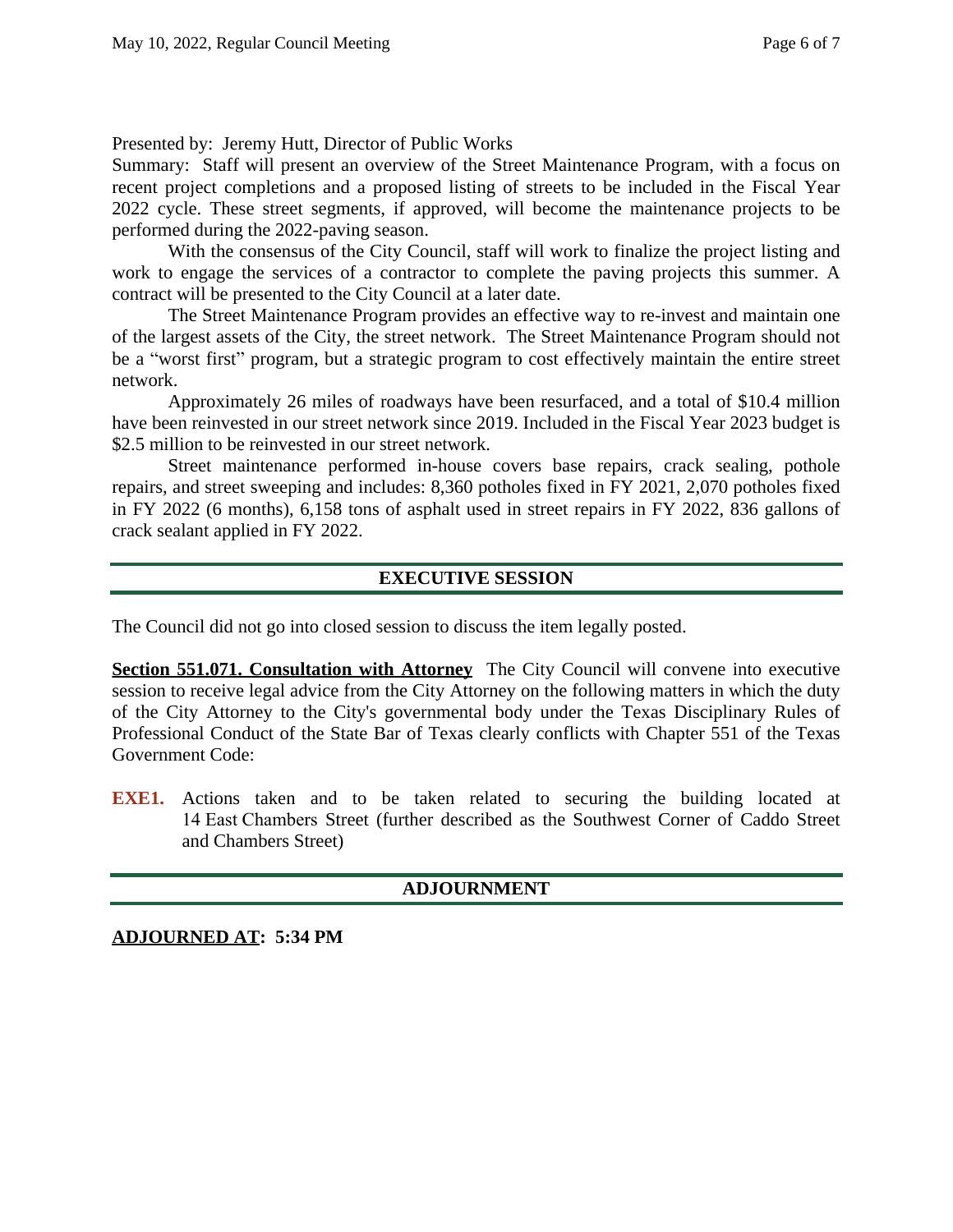Presented by: Jeremy Hutt, Director of Public Works

Summary: Staff will present an overview of the Street Maintenance Program, with a focus on recent project completions and a proposed listing of streets to be included in the Fiscal Year 2022 cycle. These street segments, if approved, will become the maintenance projects to be performed during the 2022-paving season.

With the consensus of the City Council, staff will work to finalize the project listing and work to engage the services of a contractor to complete the paving projects this summer. A contract will be presented to the City Council at a later date.

The Street Maintenance Program provides an effective way to re-invest and maintain one of the largest assets of the City, the street network. The Street Maintenance Program should not be a "worst first" program, but a strategic program to cost effectively maintain the entire street network.

Approximately 26 miles of roadways have been resurfaced, and a total of $10.4 million have been reinvested in our street network since 2019. Included in the Fiscal Year 2023 budget is $2.5 million to be reinvested in our street network.

Street maintenance performed in-house covers base repairs, crack sealing, pothole repairs, and street sweeping and includes: 8,360 potholes fixed in FY 2021, 2,070 potholes fixed in FY 2022 (6 months), 6,158 tons of asphalt used in street repairs in FY 2022, 836 gallons of crack sealant applied in FY 2022.

## EXECUTIVE SESSION

The Council did not go into closed session to discuss the item legally posted.

**Section 551.071. Consultation with Attorney** The City Council will convene into executive session to receive legal advice from the City Attorney on the following matters in which the duty of the City Attorney to the City's governmental body under the Texas Disciplinary Rules of Professional Conduct of the State Bar of Texas clearly conflicts with Chapter 551 of the Texas Government Code:

**EXE1.** Actions taken and to be taken related to securing the building located at 14 East Chambers Street (further described as the Southwest Corner of Caddo Street and Chambers Street)

## ADJOURNMENT

**ADJOURNED AT: 5:34 PM**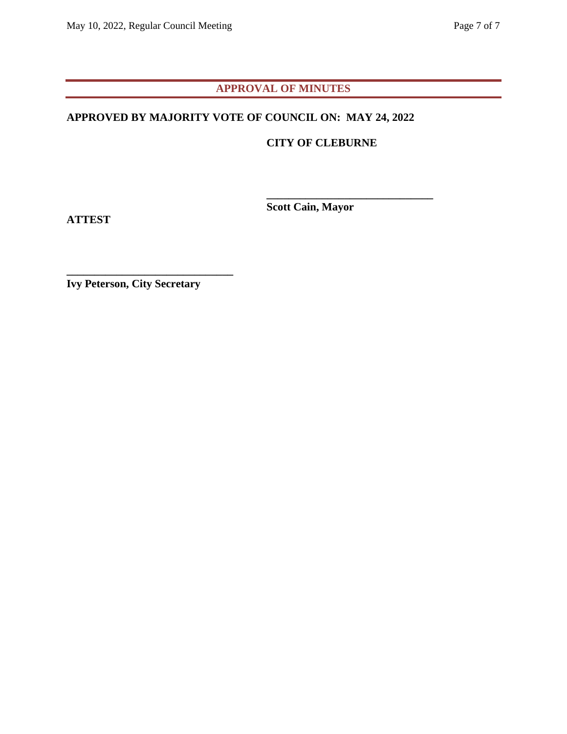## APPROVAL OF MINUTES

**APPROVED BY MAJORITY VOTE OF COUNCIL ON: MAY 24, 2022**

**CITY OF CLEBURNE**

______________________________
**Scott Cain, Mayor**

**ATTEST**

______________________________
**Ivy Peterson, City Secretary**